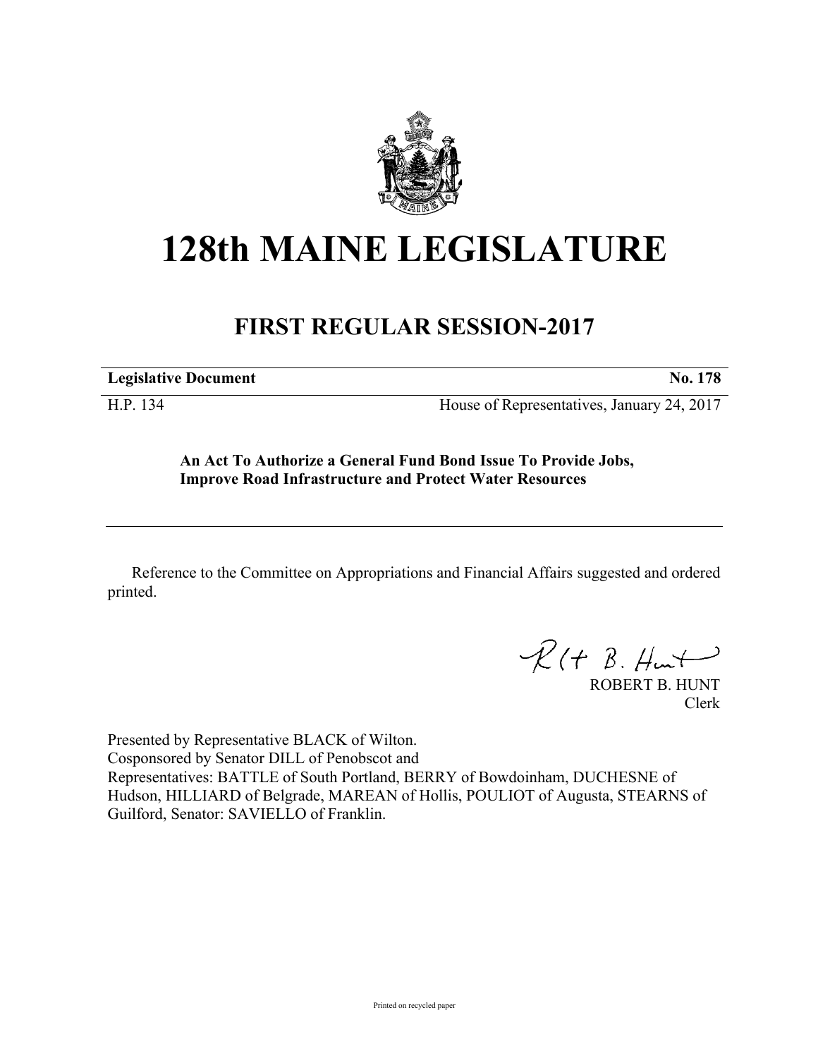# 128th MAINE LEGISLATURE

## FIRST REGULAR SESSION-2017

**Legislative Document** **No. 178**

H.P. 134 House of Representatives, January 24, 2017

**An Act To Authorize a General Fund Bond Issue To Provide Jobs, Improve Road Infrastructure and Protect Water Resources**

Reference to the Committee on Appropriations and Financial Affairs suggested and ordered printed.

ROBERT B. HUNT
Clerk

Presented by Representative BLACK of Wilton.
Cosponsored by Senator DILL of Penobscot and
Representatives: BATTLE of South Portland, BERRY of Bowdoinham, DUCHESNE of Hudson, HILLIARD of Belgrade, MAREAN of Hollis, POULIOT of Augusta, STEARNS of Guilford, Senator: SAVIELLO of Franklin.

Printed on recycled paper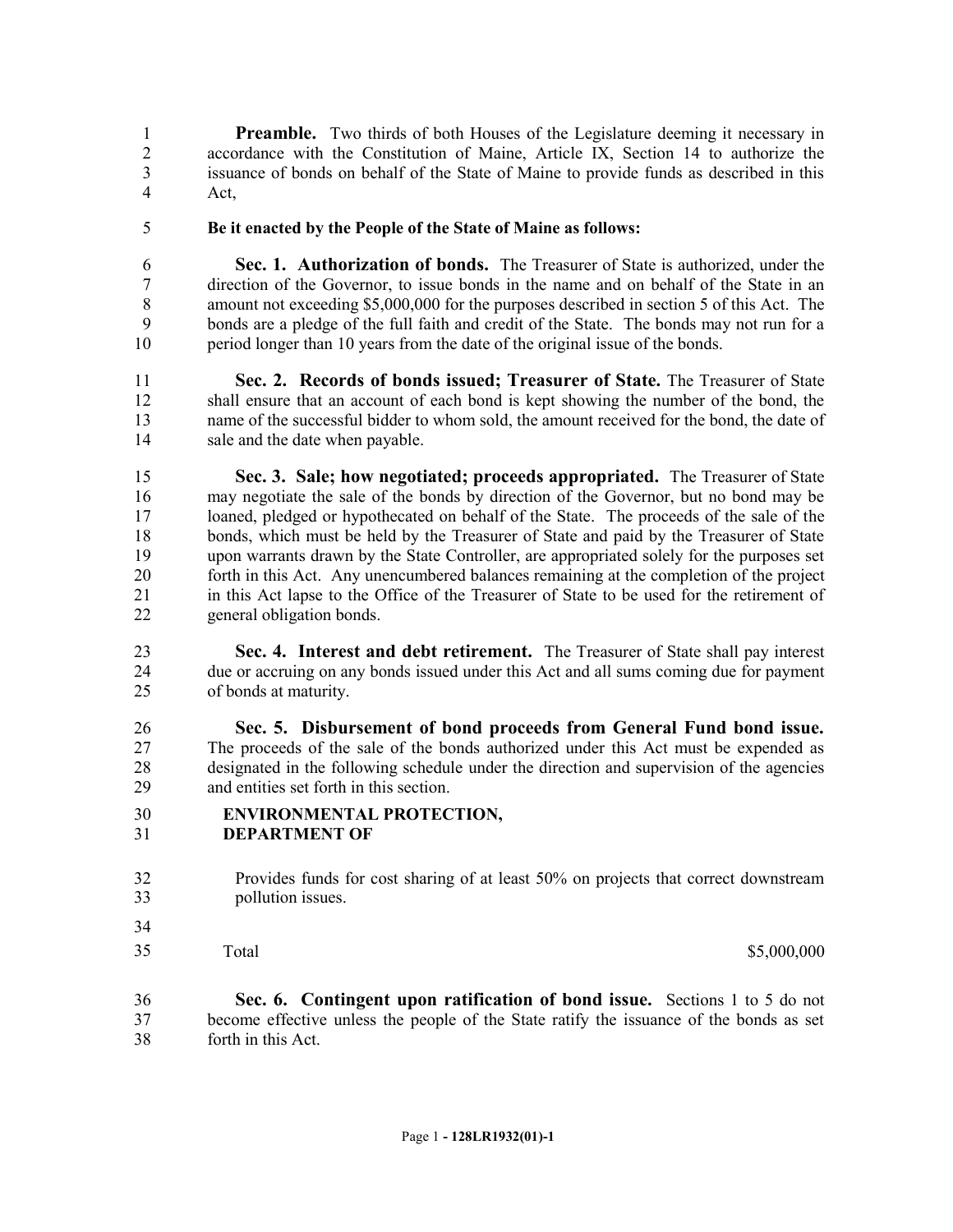**Preamble.** Two thirds of both Houses of the Legislature deeming it necessary in accordance with the Constitution of Maine, Article IX, Section 14 to authorize the issuance of bonds on behalf of the State of Maine to provide funds as described in this Act,

**Be it enacted by the People of the State of Maine as follows:**

**Sec. 1. Authorization of bonds.** The Treasurer of State is authorized, under the direction of the Governor, to issue bonds in the name and on behalf of the State in an amount not exceeding $5,000,000 for the purposes described in section 5 of this Act. The bonds are a pledge of the full faith and credit of the State. The bonds may not run for a period longer than 10 years from the date of the original issue of the bonds.

**Sec. 2. Records of bonds issued; Treasurer of State.** The Treasurer of State shall ensure that an account of each bond is kept showing the number of the bond, the name of the successful bidder to whom sold, the amount received for the bond, the date of sale and the date when payable.

**Sec. 3. Sale; how negotiated; proceeds appropriated.** The Treasurer of State may negotiate the sale of the bonds by direction of the Governor, but no bond may be loaned, pledged or hypothecated on behalf of the State. The proceeds of the sale of the bonds, which must be held by the Treasurer of State and paid by the Treasurer of State upon warrants drawn by the State Controller, are appropriated solely for the purposes set forth in this Act. Any unencumbered balances remaining at the completion of the project in this Act lapse to the Office of the Treasurer of State to be used for the retirement of general obligation bonds.

**Sec. 4. Interest and debt retirement.** The Treasurer of State shall pay interest due or accruing on any bonds issued under this Act and all sums coming due for payment of bonds at maturity.

**Sec. 5. Disbursement of bond proceeds from General Fund bond issue.** The proceeds of the sale of the bonds authorized under this Act must be expended as designated in the following schedule under the direction and supervision of the agencies and entities set forth in this section.

**ENVIRONMENTAL PROTECTION, DEPARTMENT OF**

Provides funds for cost sharing of at least 50% on projects that correct downstream pollution issues.

| | |
|---|---|
| Total | $5,000,000 |

**Sec. 6. Contingent upon ratification of bond issue.** Sections 1 to 5 do not become effective unless the people of the State ratify the issuance of the bonds as set forth in this Act.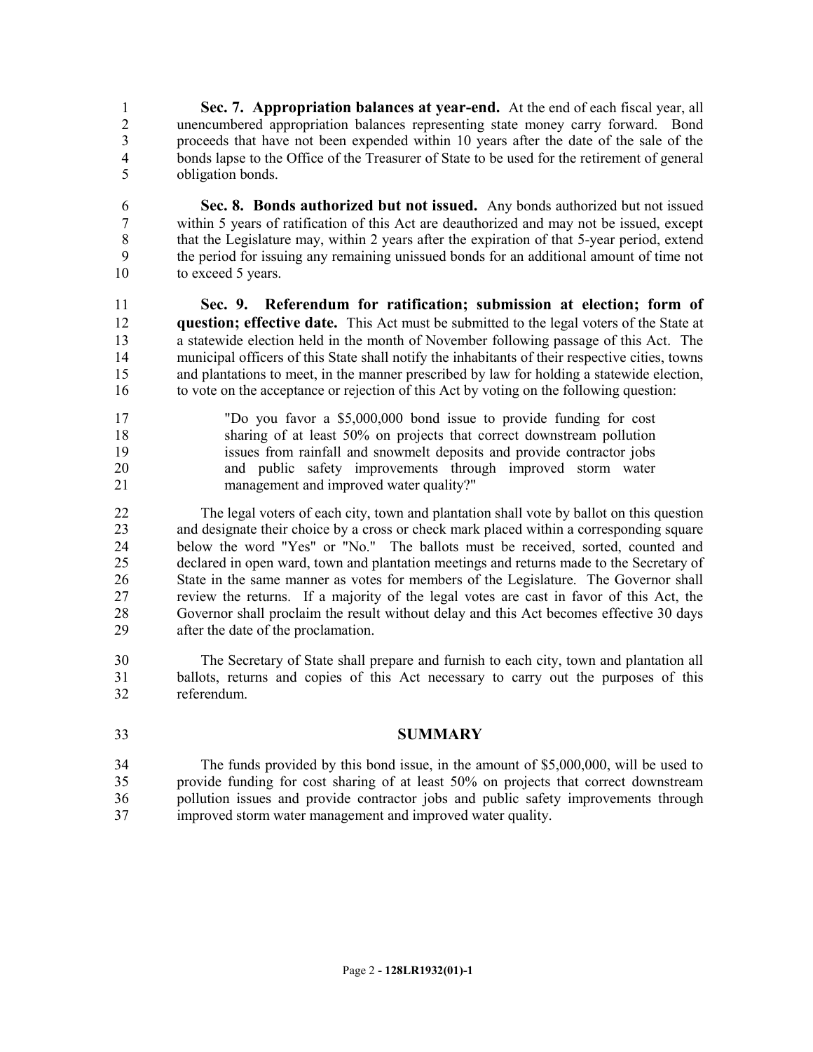**Sec. 7. Appropriation balances at year-end.** At the end of each fiscal year, all unencumbered appropriation balances representing state money carry forward. Bond proceeds that have not been expended within 10 years after the date of the sale of the bonds lapse to the Office of the Treasurer of State to be used for the retirement of general obligation bonds.

**Sec. 8. Bonds authorized but not issued.** Any bonds authorized but not issued within 5 years of ratification of this Act are deauthorized and may not be issued, except that the Legislature may, within 2 years after the expiration of that 5-year period, extend the period for issuing any remaining unissued bonds for an additional amount of time not to exceed 5 years.

**Sec. 9. Referendum for ratification; submission at election; form of question; effective date.** This Act must be submitted to the legal voters of the State at a statewide election held in the month of November following passage of this Act. The municipal officers of this State shall notify the inhabitants of their respective cities, towns and plantations to meet, in the manner prescribed by law for holding a statewide election, to vote on the acceptance or rejection of this Act by voting on the following question:

> "Do you favor a $5,000,000 bond issue to provide funding for cost sharing of at least 50% on projects that correct downstream pollution issues from rainfall and snowmelt deposits and provide contractor jobs and public safety improvements through improved storm water management and improved water quality?"

The legal voters of each city, town and plantation shall vote by ballot on this question and designate their choice by a cross or check mark placed within a corresponding square below the word "Yes" or "No." The ballots must be received, sorted, counted and declared in open ward, town and plantation meetings and returns made to the Secretary of State in the same manner as votes for members of the Legislature. The Governor shall review the returns. If a majority of the legal votes are cast in favor of this Act, the Governor shall proclaim the result without delay and this Act becomes effective 30 days after the date of the proclamation.

The Secretary of State shall prepare and furnish to each city, town and plantation all ballots, returns and copies of this Act necessary to carry out the purposes of this referendum.

## SUMMARY

The funds provided by this bond issue, in the amount of $5,000,000, will be used to provide funding for cost sharing of at least 50% on projects that correct downstream pollution issues and provide contractor jobs and public safety improvements through improved storm water management and improved water quality.